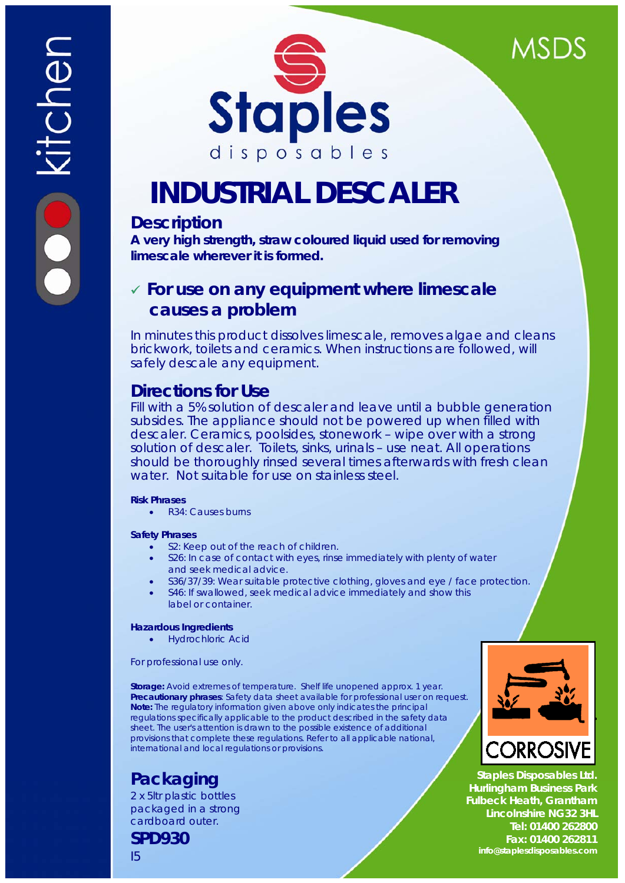kitchen

MSDS

Staples
disposables

# INDUSTRIAL DESCALER

## Description

**A very high strength, straw coloured liquid used for removing limescale wherever it is formed.**

## ✓ For use on any equipment where limescale causes a problem

In minutes this product dissolves limescale, removes algae and cleans brickwork, toilets and ceramics. When instructions are followed, will safely descale any equipment.

## Directions for Use

Fill with a 5% solution of descaler and leave until a bubble generation subsides. The appliance should not be powered up when filled with descaler. Ceramics, poolsides, stonework – wipe over with a strong solution of descaler. Toilets, sinks, urinals – use neat. All operations should be thoroughly rinsed several times afterwards with fresh clean water. Not suitable for use on stainless steel.

**Risk Phrases**

- R34: Causes burns

**Safety Phrases**

- S2: Keep out of the reach of children.
- S26: In case of contact with eyes, rinse immediately with plenty of water and seek medical advice.
- S36/37/39: Wear suitable protective clothing, gloves and eye / face protection.
- S46: If swallowed, seek medical advice immediately and show this label or container.

**Hazardous Ingredients**

- Hydrochloric Acid

For professional use only.

**Storage:** Avoid extremes of temperature. Shelf life unopened approx. 1 year.
**Precautionary phrases**: Safety data sheet available for professional user on request.
**Note:** The regulatory information given above only indicates the principal regulations specifically applicable to the product described in the safety data sheet. The user's attention is drawn to the possible existence of additional provisions that complete these regulations. Refer to all applicable national, international and local regulations or provisions.

CORROSIVE

## Packaging

2 x 5ltr plastic bottles packaged in a strong cardboard outer.

**SPD930**

I5

**Staples Disposables Ltd.**
**Hurlingham Business Park**
**Fulbeck Heath, Grantham**
**Lincolnshire NG32 3HL**
**Tel: 01400 262800**
**Fax: 01400 262811**
**info@staplesdisposables.com**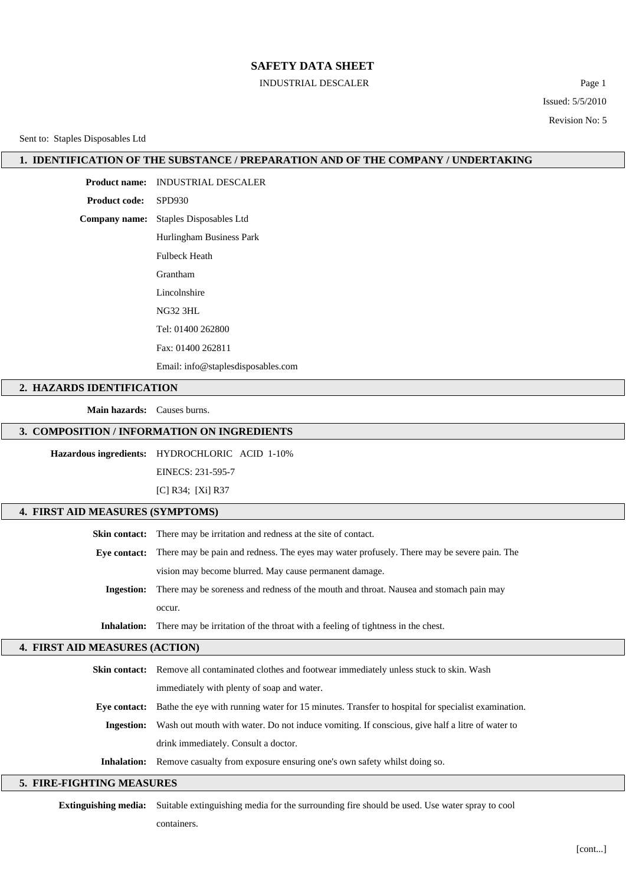# SAFETY DATA SHEET

INDUSTRIAL DESCALER

Issued: 5/5/2010

Revision No: 5

Sent to: Staples Disposables Ltd

## 1. IDENTIFICATION OF THE SUBSTANCE / PREPARATION AND OF THE COMPANY / UNDERTAKING

**Product name:** INDUSTRIAL DESCALER

**Product code:** SPD930

**Company name:** Staples Disposables Ltd

Hurlingham Business Park

Fulbeck Heath

Grantham

Lincolnshire

NG32 3HL

Tel: 01400 262800

Fax: 01400 262811

Email: info@staplesdisposables.com

## 2. HAZARDS IDENTIFICATION

**Main hazards:** Causes burns.

## 3. COMPOSITION / INFORMATION ON INGREDIENTS

**Hazardous ingredients:** HYDROCHLORIC ACID 1-10%

EINECS: 231-595-7

[C] R34; [Xi] R37

## 4. FIRST AID MEASURES (SYMPTOMS)

**Skin contact:** There may be irritation and redness at the site of contact.

**Eye contact:** There may be pain and redness. The eyes may water profusely. There may be severe pain. The vision may become blurred. May cause permanent damage.

**Ingestion:** There may be soreness and redness of the mouth and throat. Nausea and stomach pain may occur.

**Inhalation:** There may be irritation of the throat with a feeling of tightness in the chest.

## 4. FIRST AID MEASURES (ACTION)

**Skin contact:** Remove all contaminated clothes and footwear immediately unless stuck to skin. Wash immediately with plenty of soap and water.

**Eye contact:** Bathe the eye with running water for 15 minutes. Transfer to hospital for specialist examination.

**Ingestion:** Wash out mouth with water. Do not induce vomiting. If conscious, give half a litre of water to drink immediately. Consult a doctor.

**Inhalation:** Remove casualty from exposure ensuring one's own safety whilst doing so.

## 5. FIRE-FIGHTING MEASURES

**Extinguishing media:** Suitable extinguishing media for the surrounding fire should be used. Use water spray to cool containers.

[cont...]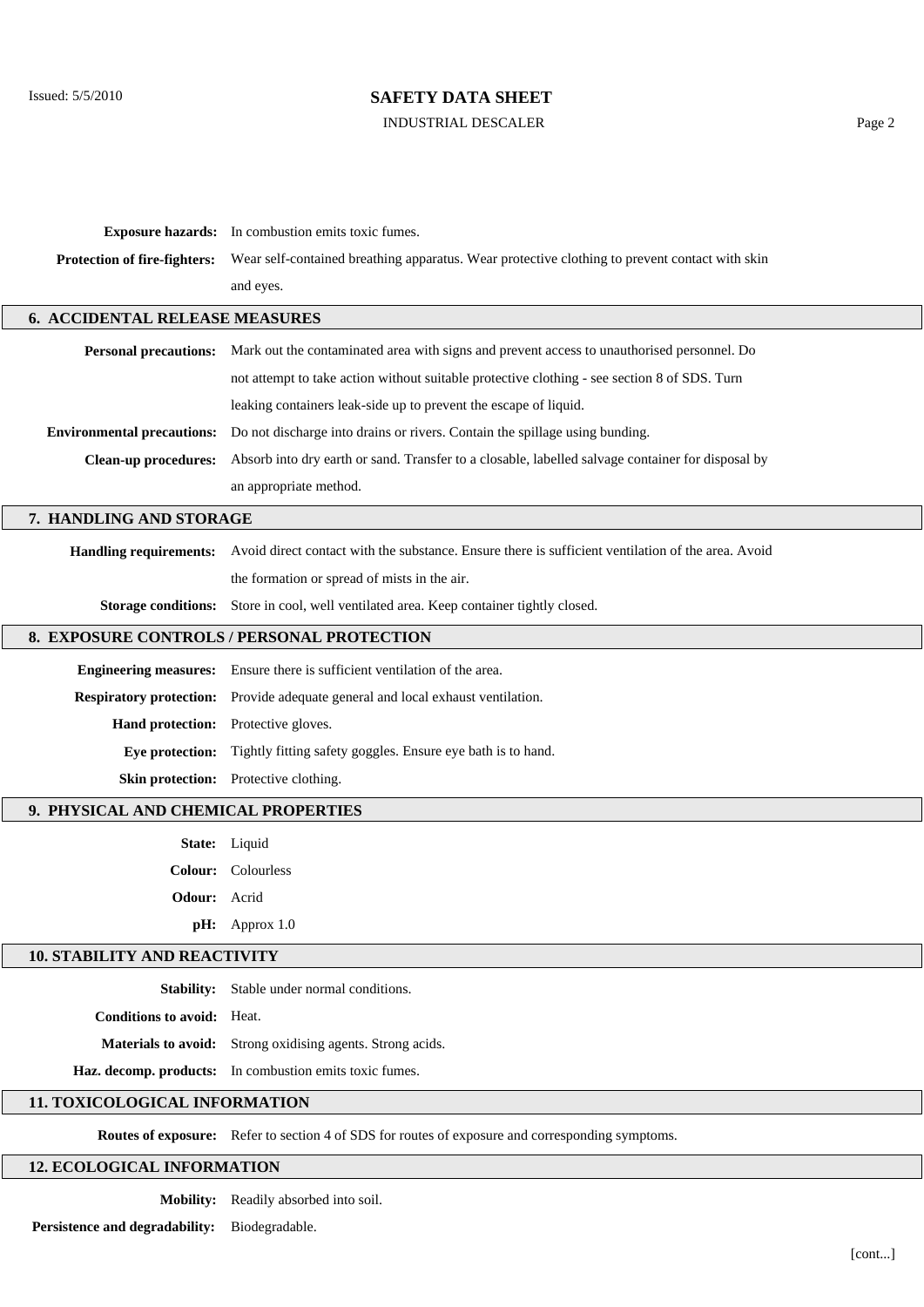**Exposure hazards:** In combustion emits toxic fumes.

**Protection of fire-fighters:** Wear self-contained breathing apparatus. Wear protective clothing to prevent contact with skin and eyes.

## 6. ACCIDENTAL RELEASE MEASURES

**Personal precautions:** Mark out the contaminated area with signs and prevent access to unauthorised personnel. Do not attempt to take action without suitable protective clothing - see section 8 of SDS. Turn leaking containers leak-side up to prevent the escape of liquid.

**Environmental precautions:** Do not discharge into drains or rivers. Contain the spillage using bunding.

**Clean-up procedures:** Absorb into dry earth or sand. Transfer to a closable, labelled salvage container for disposal by an appropriate method.

## 7. HANDLING AND STORAGE

**Handling requirements:** Avoid direct contact with the substance. Ensure there is sufficient ventilation of the area. Avoid the formation or spread of mists in the air.

**Storage conditions:** Store in cool, well ventilated area. Keep container tightly closed.

## 8. EXPOSURE CONTROLS / PERSONAL PROTECTION

**Engineering measures:** Ensure there is sufficient ventilation of the area.

**Respiratory protection:** Provide adequate general and local exhaust ventilation.

**Hand protection:** Protective gloves.

**Eye protection:** Tightly fitting safety goggles. Ensure eye bath is to hand.

**Skin protection:** Protective clothing.

## 9. PHYSICAL AND CHEMICAL PROPERTIES

**State:** Liquid

**Colour:** Colourless

**Odour:** Acrid

**pH:** Approx 1.0

## 10. STABILITY AND REACTIVITY

**Stability:** Stable under normal conditions.

**Conditions to avoid:** Heat.

**Materials to avoid:** Strong oxidising agents. Strong acids.

**Haz. decomp. products:** In combustion emits toxic fumes.

## 11. TOXICOLOGICAL INFORMATION

**Routes of exposure:** Refer to section 4 of SDS for routes of exposure and corresponding symptoms.

## 12. ECOLOGICAL INFORMATION

**Mobility:** Readily absorbed into soil.

**Persistence and degradability:** Biodegradable.

[cont...]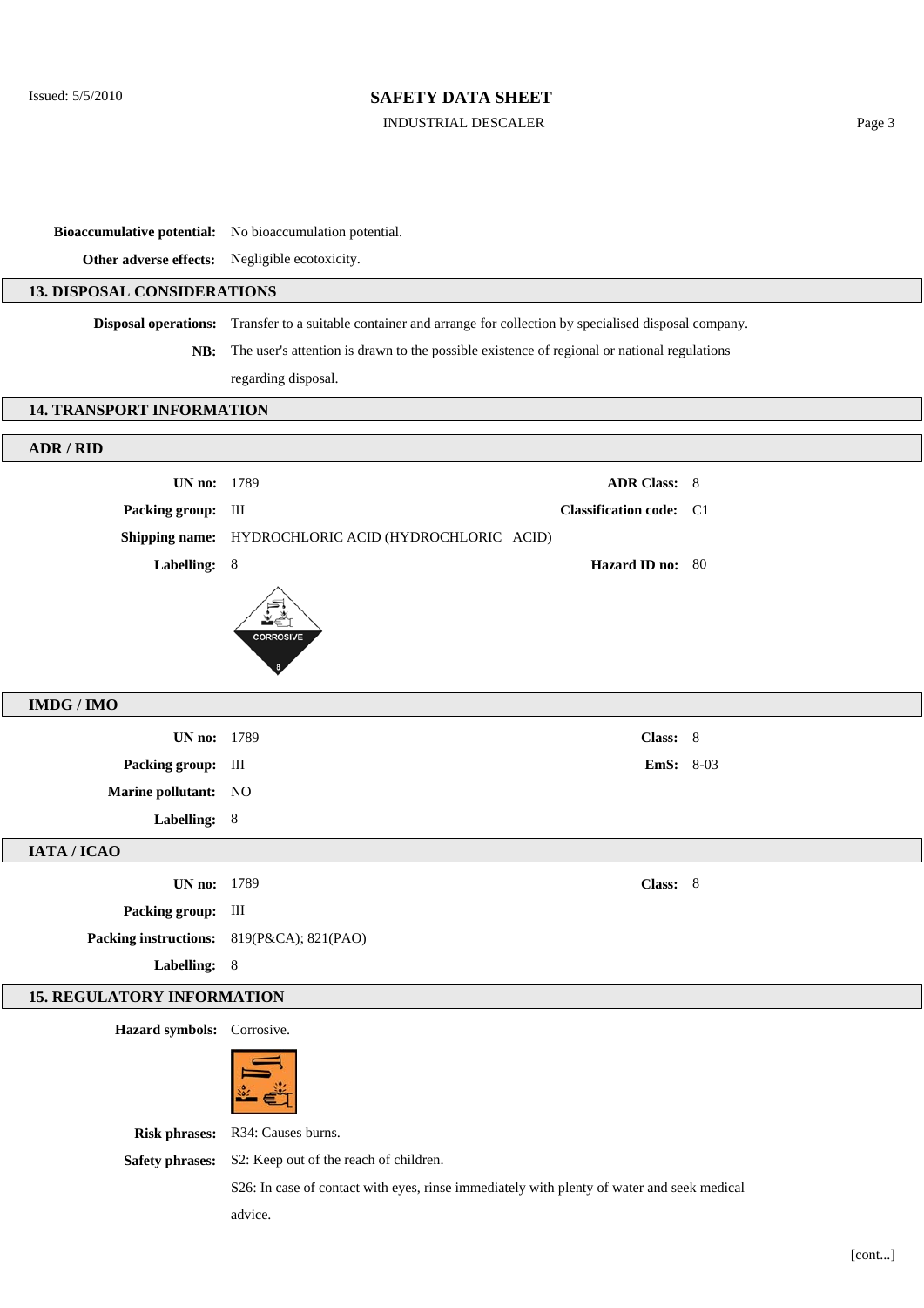**Bioaccumulative potential:** No bioaccumulation potential.

**Other adverse effects:** Negligible ecotoxicity.

## 13. DISPOSAL CONSIDERATIONS

**Disposal operations:** Transfer to a suitable container and arrange for collection by specialised disposal company.

**NB:** The user's attention is drawn to the possible existence of regional or national regulations regarding disposal.

## 14. TRANSPORT INFORMATION

### ADR / RID

**UN no:** 1789

**ADR Class:** 8

**Packing group:** III

**Classification code:** C1

**Shipping name:** HYDROCHLORIC ACID (HYDROCHLORIC ACID)

**Labelling:** 8

**Hazard ID no:** 80

### IMDG / IMO

**UN no:** 1789

**Class:** 8

**Packing group:** III

**EmS:** 8-03

**Marine pollutant:** NO

**Labelling:** 8

### IATA / ICAO

**UN no:** 1789

**Class:** 8

**Packing group:** III

**Packing instructions:** 819(P&CA); 821(PAO)

**Labelling:** 8

## 15. REGULATORY INFORMATION

**Hazard symbols:** Corrosive.

**Risk phrases:** R34: Causes burns.

**Safety phrases:** S2: Keep out of the reach of children.

S26: In case of contact with eyes, rinse immediately with plenty of water and seek medical advice.

[cont...]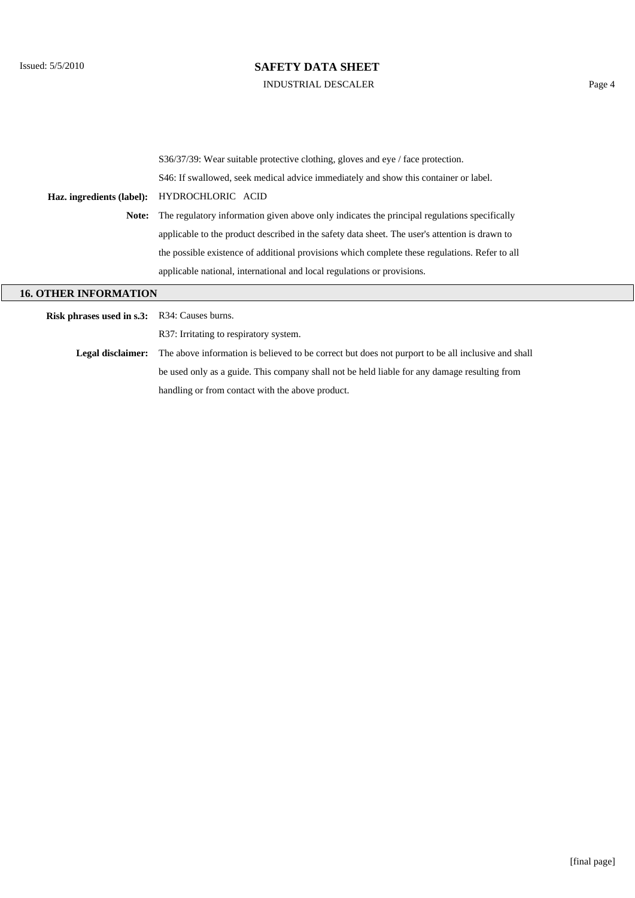S36/37/39: Wear suitable protective clothing, gloves and eye / face protection.

S46: If swallowed, seek medical advice immediately and show this container or label.

**Haz. ingredients (label):** HYDROCHLORIC ACID

**Note:** The regulatory information given above only indicates the principal regulations specifically applicable to the product described in the safety data sheet. The user's attention is drawn to the possible existence of additional provisions which complete these regulations. Refer to all applicable national, international and local regulations or provisions.

## 16. OTHER INFORMATION

**Risk phrases used in s.3:** R34: Causes burns.

R37: Irritating to respiratory system.

**Legal disclaimer:** The above information is believed to be correct but does not purport to be all inclusive and shall be used only as a guide. This company shall not be held liable for any damage resulting from handling or from contact with the above product.

[final page]